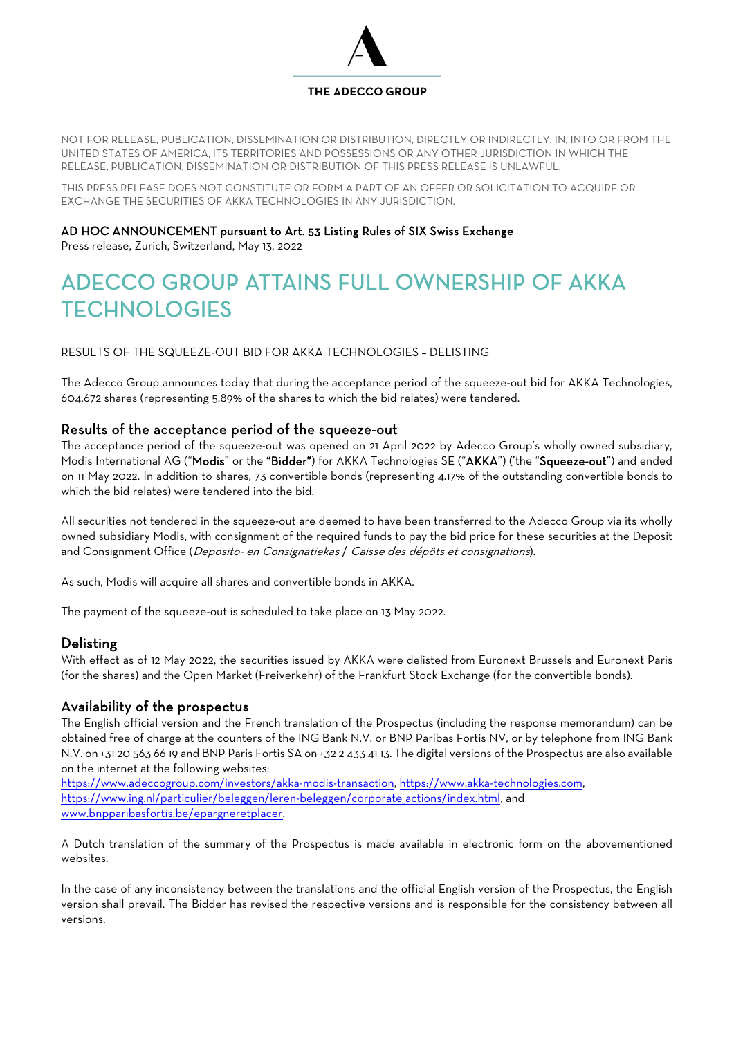THE ADECCO GROUP

NOT FOR RELEASE, PUBLICATION, DISSEMINATION OR DISTRIBUTION, DIRECTLY OR INDIRECTLY, IN, INTO OR FROM THE UNITED STATES OF AMERICA, ITS TERRITORIES AND POSSESSIONS OR ANY OTHER JURISDICTION IN WHICH THE RELEASE, PUBLICATION, DISSEMINATION OR DISTRIBUTION OF THIS PRESS RELEASE IS UNLAWFUL.

THIS PRESS RELEASE DOES NOT CONSTITUTE OR FORM A PART OF AN OFFER OR SOLICITATION TO ACQUIRE OR EXCHANGE THE SECURITIES OF AKKA TECHNOLOGIES IN ANY JURISDICTION.

**AD HOC ANNOUNCEMENT pursuant to Art. 53 Listing Rules of SIX Swiss Exchange**
Press release, Zurich, Switzerland, May 13, 2022

# ADECCO GROUP ATTAINS FULL OWNERSHIP OF AKKA TECHNOLOGIES

RESULTS OF THE SQUEEZE-OUT BID FOR AKKA TECHNOLOGIES – DELISTING

The Adecco Group announces today that during the acceptance period of the squeeze-out bid for AKKA Technologies, 604,672 shares (representing 5.89% of the shares to which the bid relates) were tendered.

## Results of the acceptance period of the squeeze-out

The acceptance period of the squeeze-out was opened on 21 April 2022 by Adecco Group's wholly owned subsidiary, Modis International AG ("**Modis**" or the **"Bidder"**) for AKKA Technologies SE ("**AKKA**") ('the "**Squeeze-out**") and ended on 11 May 2022. In addition to shares, 73 convertible bonds (representing 4.17% of the outstanding convertible bonds to which the bid relates) were tendered into the bid.

All securities not tendered in the squeeze-out are deemed to have been transferred to the Adecco Group via its wholly owned subsidiary Modis, with consignment of the required funds to pay the bid price for these securities at the Deposit and Consignment Office (*Deposito- en Consignatiekas / Caisse des dépôts et consignations*).

As such, Modis will acquire all shares and convertible bonds in AKKA.

The payment of the squeeze-out is scheduled to take place on 13 May 2022.

## Delisting

With effect as of 12 May 2022, the securities issued by AKKA were delisted from Euronext Brussels and Euronext Paris (for the shares) and the Open Market (Freiverkehr) of the Frankfurt Stock Exchange (for the convertible bonds).

## Availability of the prospectus

The English official version and the French translation of the Prospectus (including the response memorandum) can be obtained free of charge at the counters of the ING Bank N.V. or BNP Paribas Fortis NV, or by telephone from ING Bank N.V. on +31 20 563 66 19 and BNP Paris Fortis SA on +32 2 433 41 13. The digital versions of the Prospectus are also available on the internet at the following websites:
https://www.adeccogroup.com/investors/akka-modis-transaction, https://www.akka-technologies.com, https://www.ing.nl/particulier/beleggen/leren-beleggen/corporate_actions/index.html, and www.bnpparibasfortis.be/epargneretplacer.

A Dutch translation of the summary of the Prospectus is made available in electronic form on the abovementioned websites.

In the case of any inconsistency between the translations and the official English version of the Prospectus, the English version shall prevail. The Bidder has revised the respective versions and is responsible for the consistency between all versions.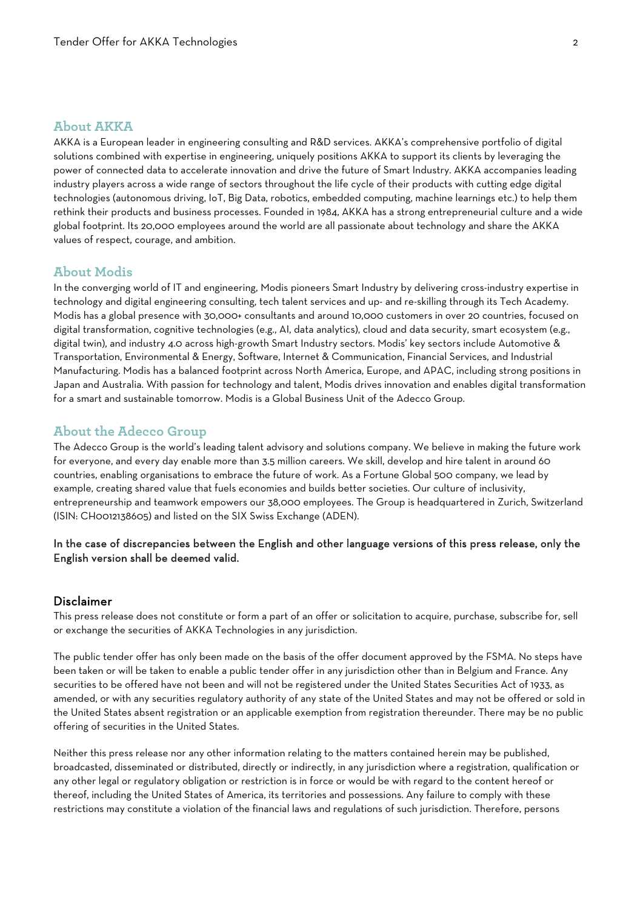## About AKKA

AKKA is a European leader in engineering consulting and R&D services. AKKA's comprehensive portfolio of digital solutions combined with expertise in engineering, uniquely positions AKKA to support its clients by leveraging the power of connected data to accelerate innovation and drive the future of Smart Industry. AKKA accompanies leading industry players across a wide range of sectors throughout the life cycle of their products with cutting edge digital technologies (autonomous driving, IoT, Big Data, robotics, embedded computing, machine learnings etc.) to help them rethink their products and business processes. Founded in 1984, AKKA has a strong entrepreneurial culture and a wide global footprint. Its 20,000 employees around the world are all passionate about technology and share the AKKA values of respect, courage, and ambition.

## About Modis

In the converging world of IT and engineering, Modis pioneers Smart Industry by delivering cross-industry expertise in technology and digital engineering consulting, tech talent services and up- and re-skilling through its Tech Academy. Modis has a global presence with 30,000+ consultants and around 10,000 customers in over 20 countries, focused on digital transformation, cognitive technologies (e.g., AI, data analytics), cloud and data security, smart ecosystem (e.g., digital twin), and industry 4.0 across high-growth Smart Industry sectors. Modis' key sectors include Automotive & Transportation, Environmental & Energy, Software, Internet & Communication, Financial Services, and Industrial Manufacturing. Modis has a balanced footprint across North America, Europe, and APAC, including strong positions in Japan and Australia. With passion for technology and talent, Modis drives innovation and enables digital transformation for a smart and sustainable tomorrow. Modis is a Global Business Unit of the Adecco Group.

## About the Adecco Group

The Adecco Group is the world's leading talent advisory and solutions company. We believe in making the future work for everyone, and every day enable more than 3.5 million careers. We skill, develop and hire talent in around 60 countries, enabling organisations to embrace the future of work. As a Fortune Global 500 company, we lead by example, creating shared value that fuels economies and builds better societies. Our culture of inclusivity, entrepreneurship and teamwork empowers our 38,000 employees. The Group is headquartered in Zurich, Switzerland (ISIN: CH0012138605) and listed on the SIX Swiss Exchange (ADEN).

**In the case of discrepancies between the English and other language versions of this press release, only the English version shall be deemed valid.**

## Disclaimer

This press release does not constitute or form a part of an offer or solicitation to acquire, purchase, subscribe for, sell or exchange the securities of AKKA Technologies in any jurisdiction.

The public tender offer has only been made on the basis of the offer document approved by the FSMA. No steps have been taken or will be taken to enable a public tender offer in any jurisdiction other than in Belgium and France. Any securities to be offered have not been and will not be registered under the United States Securities Act of 1933, as amended, or with any securities regulatory authority of any state of the United States and may not be offered or sold in the United States absent registration or an applicable exemption from registration thereunder. There may be no public offering of securities in the United States.

Neither this press release nor any other information relating to the matters contained herein may be published, broadcasted, disseminated or distributed, directly or indirectly, in any jurisdiction where a registration, qualification or any other legal or regulatory obligation or restriction is in force or would be with regard to the content hereof or thereof, including the United States of America, its territories and possessions. Any failure to comply with these restrictions may constitute a violation of the financial laws and regulations of such jurisdiction. Therefore, persons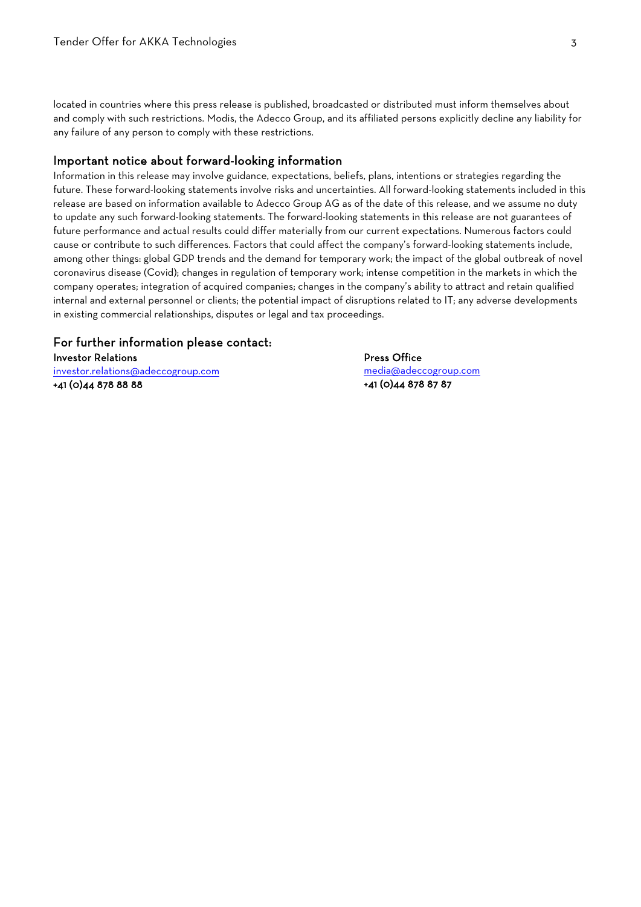located in countries where this press release is published, broadcasted or distributed must inform themselves about and comply with such restrictions. Modis, the Adecco Group, and its affiliated persons explicitly decline any liability for any failure of any person to comply with these restrictions.

## Important notice about forward-looking information

Information in this release may involve guidance, expectations, beliefs, plans, intentions or strategies regarding the future. These forward-looking statements involve risks and uncertainties. All forward-looking statements included in this release are based on information available to Adecco Group AG as of the date of this release, and we assume no duty to update any such forward-looking statements. The forward-looking statements in this release are not guarantees of future performance and actual results could differ materially from our current expectations. Numerous factors could cause or contribute to such differences. Factors that could affect the company's forward-looking statements include, among other things: global GDP trends and the demand for temporary work; the impact of the global outbreak of novel coronavirus disease (Covid); changes in regulation of temporary work; intense competition in the markets in which the company operates; integration of acquired companies; changes in the company's ability to attract and retain qualified internal and external personnel or clients; the potential impact of disruptions related to IT; any adverse developments in existing commercial relationships, disputes or legal and tax proceedings.

## For further information please contact:

**Investor Relations**
investor.relations@adeccogroup.com
**+41 (0)44 878 88 88**

**Press Office**
media@adeccogroup.com
**+41 (0)44 878 87 87**